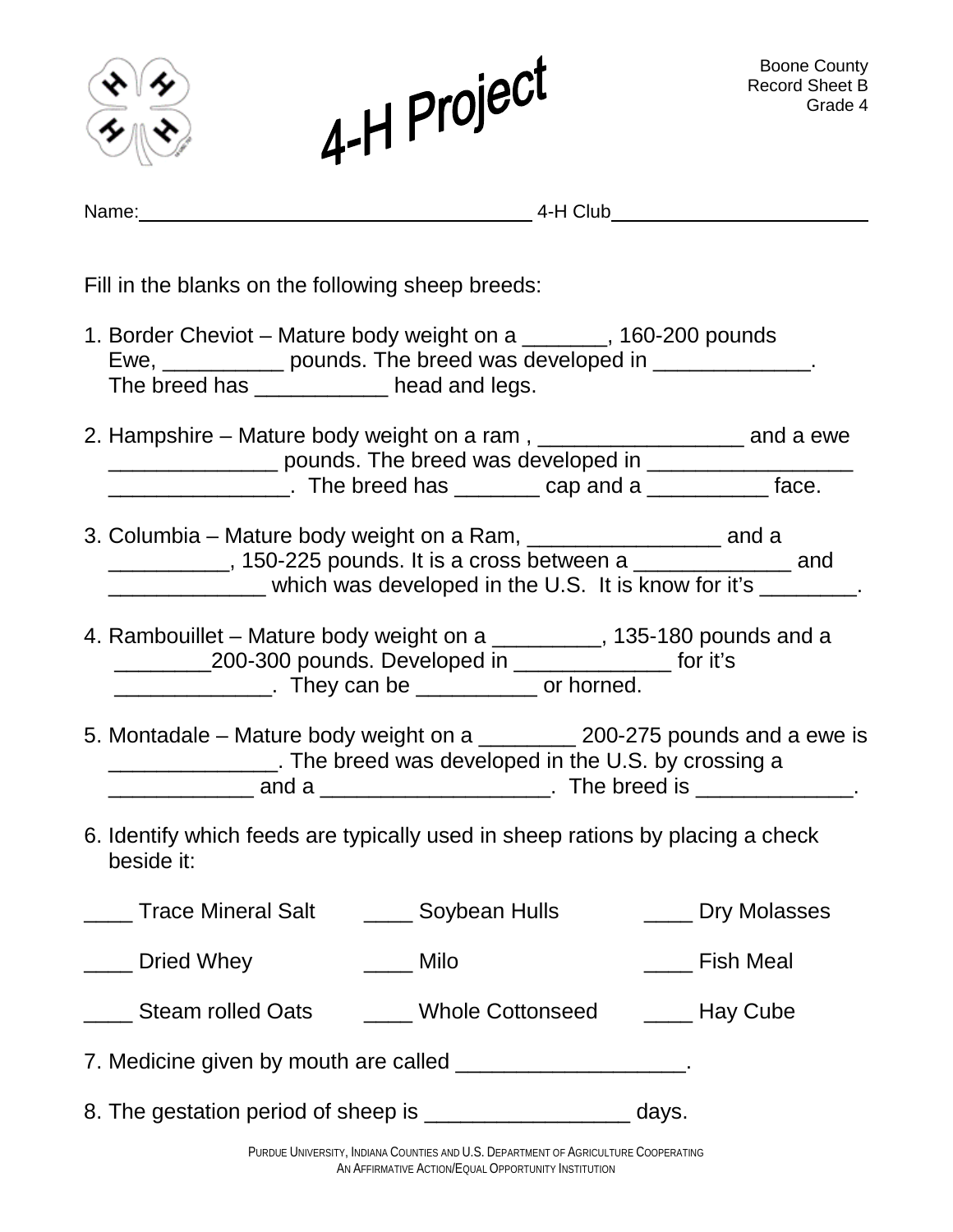# 4-H Project

Boone County
Record Sheet B
Grade 4

Name:_________________________________ 4-H Club______________________

Fill in the blanks on the following sheep breeds:

1. Border Cheviot – Mature body weight on a _______, 160-200 pounds Ewe, __________ pounds. The breed was developed in _____________. The breed has ___________ head and legs.

2. Hampshire – Mature body weight on a ram , _________________ and a ewe ______________ pounds. The breed was developed in _________________ _______________. The breed has _______ cap and a __________ face.

3. Columbia – Mature body weight on a Ram, ________________ and a __________, 150-225 pounds. It is a cross between a _____________ and _____________ which was developed in the U.S. It is know for it's ________.

4. Rambouillet – Mature body weight on a _________, 135-180 pounds and a ________200-300 pounds. Developed in _____________ for it's _____________. They can be __________ or horned.

5. Montadale – Mature body weight on a ________ 200-275 pounds and a ewe is ______________. The breed was developed in the U.S. by crossing a ____________ and a ___________________. The breed is _____________.

6. Identify which feeds are typically used in sheep rations by placing a check beside it:

____ Trace Mineral Salt ____ Soybean Hulls ____ Dry Molasses

____ Dried Whey ____ Milo ____ Fish Meal

____ Steam rolled Oats ____ Whole Cottonseed ____ Hay Cube

7. Medicine given by mouth are called ___________________.

8. The gestation period of sheep is _________________ days.

Purdue University, Indiana Counties and U.S. Department of Agriculture Cooperating
An Affirmative Action/Equal Opportunity Institution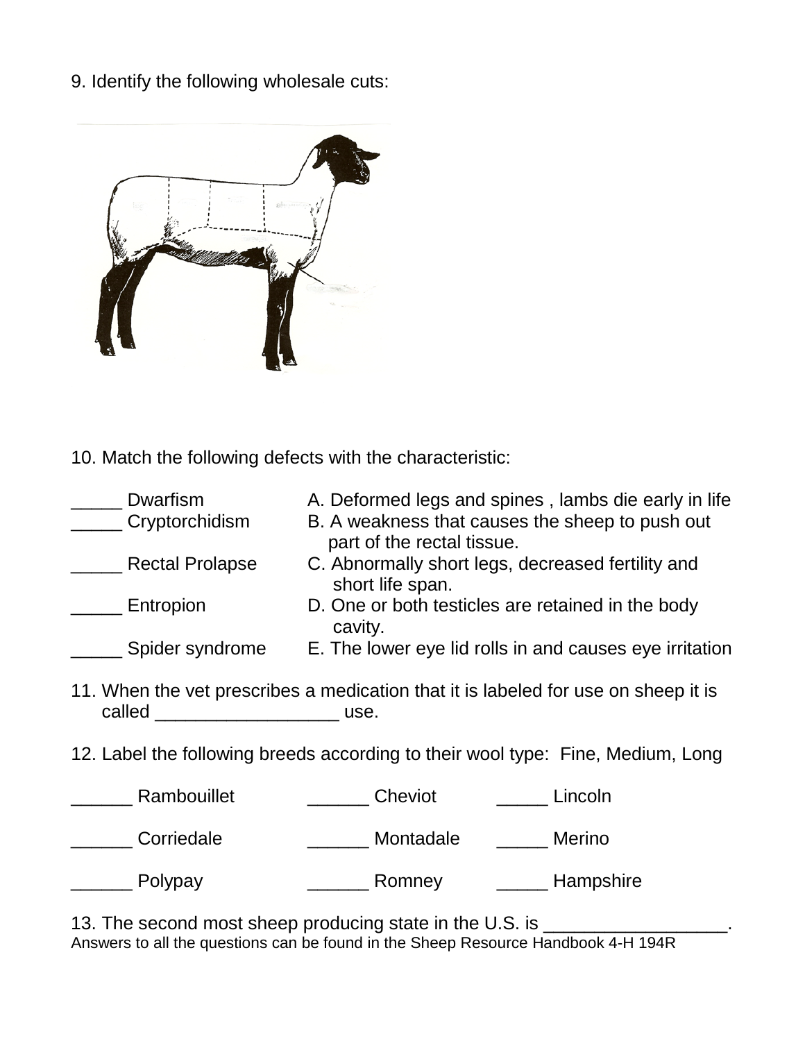9. Identify the following wholesale cuts:

10. Match the following defects with the characteristic:

_____ Dwarfism — A. Deformed legs and spines , lambs die early in life

_____ Cryptorchidism — B. A weakness that causes the sheep to push out part of the rectal tissue.

_____ Rectal Prolapse — C. Abnormally short legs, decreased fertility and short life span.

_____ Entropion — D. One or both testicles are retained in the body cavity.

_____ Spider syndrome — E. The lower eye lid rolls in and causes eye irritation

11. When the vet prescribes a medication that it is labeled for use on sheep it is called __________________ use.

12. Label the following breeds according to their wool type: Fine, Medium, Long

| | | |
|---|---|---|
| ______ Rambouillet | ______ Cheviot | _____ Lincoln |
| ______ Corriedale | ______ Montadale | _____ Merino |
| ______ Polypay | ______ Romney | _____ Hampshire |

13. The second most sheep producing state in the U.S. is __________________.

Answers to all the questions can be found in the Sheep Resource Handbook 4-H 194R